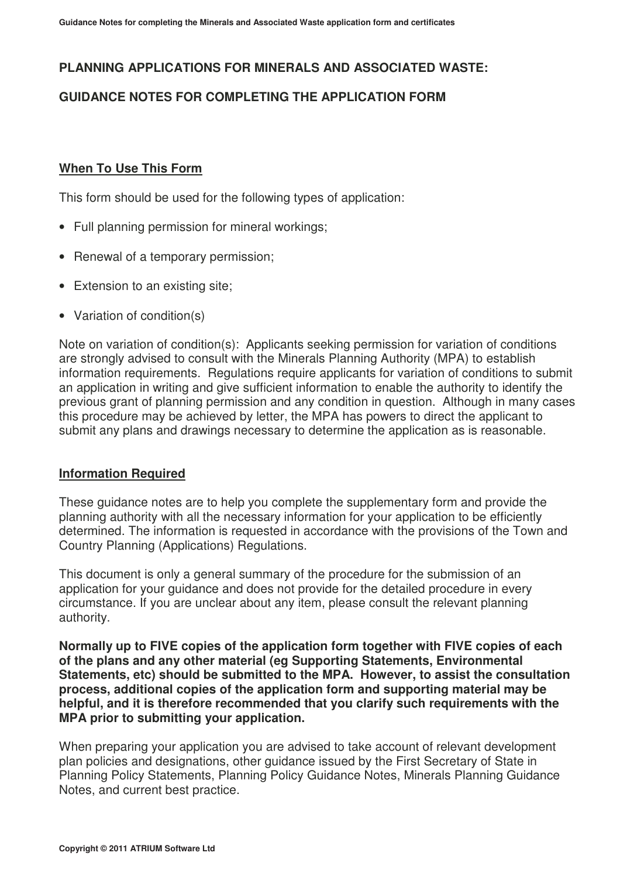# PLANNING APPLICATIONS FOR MINERALS AND ASSOCIATED WASTE:

## GUIDANCE NOTES FOR COMPLETING THE APPLICATION FORM

### When To Use This Form

This form should be used for the following types of application:

- Full planning permission for mineral workings;
- Renewal of a temporary permission;
- Extension to an existing site;
- Variation of condition(s)

Note on variation of condition(s): Applicants seeking permission for variation of conditions are strongly advised to consult with the Minerals Planning Authority (MPA) to establish information requirements. Regulations require applicants for variation of conditions to submit an application in writing and give sufficient information to enable the authority to identify the previous grant of planning permission and any condition in question. Although in many cases this procedure may be achieved by letter, the MPA has powers to direct the applicant to submit any plans and drawings necessary to determine the application as is reasonable.

### Information Required

These guidance notes are to help you complete the supplementary form and provide the planning authority with all the necessary information for your application to be efficiently determined. The information is requested in accordance with the provisions of the Town and Country Planning (Applications) Regulations.

This document is only a general summary of the procedure for the submission of an application for your guidance and does not provide for the detailed procedure in every circumstance. If you are unclear about any item, please consult the relevant planning authority.

**Normally up to FIVE copies of the application form together with FIVE copies of each of the plans and any other material (eg Supporting Statements, Environmental Statements, etc) should be submitted to the MPA. However, to assist the consultation process, additional copies of the application form and supporting material may be helpful, and it is therefore recommended that you clarify such requirements with the MPA prior to submitting your application.**

When preparing your application you are advised to take account of relevant development plan policies and designations, other guidance issued by the First Secretary of State in Planning Policy Statements, Planning Policy Guidance Notes, Minerals Planning Guidance Notes, and current best practice.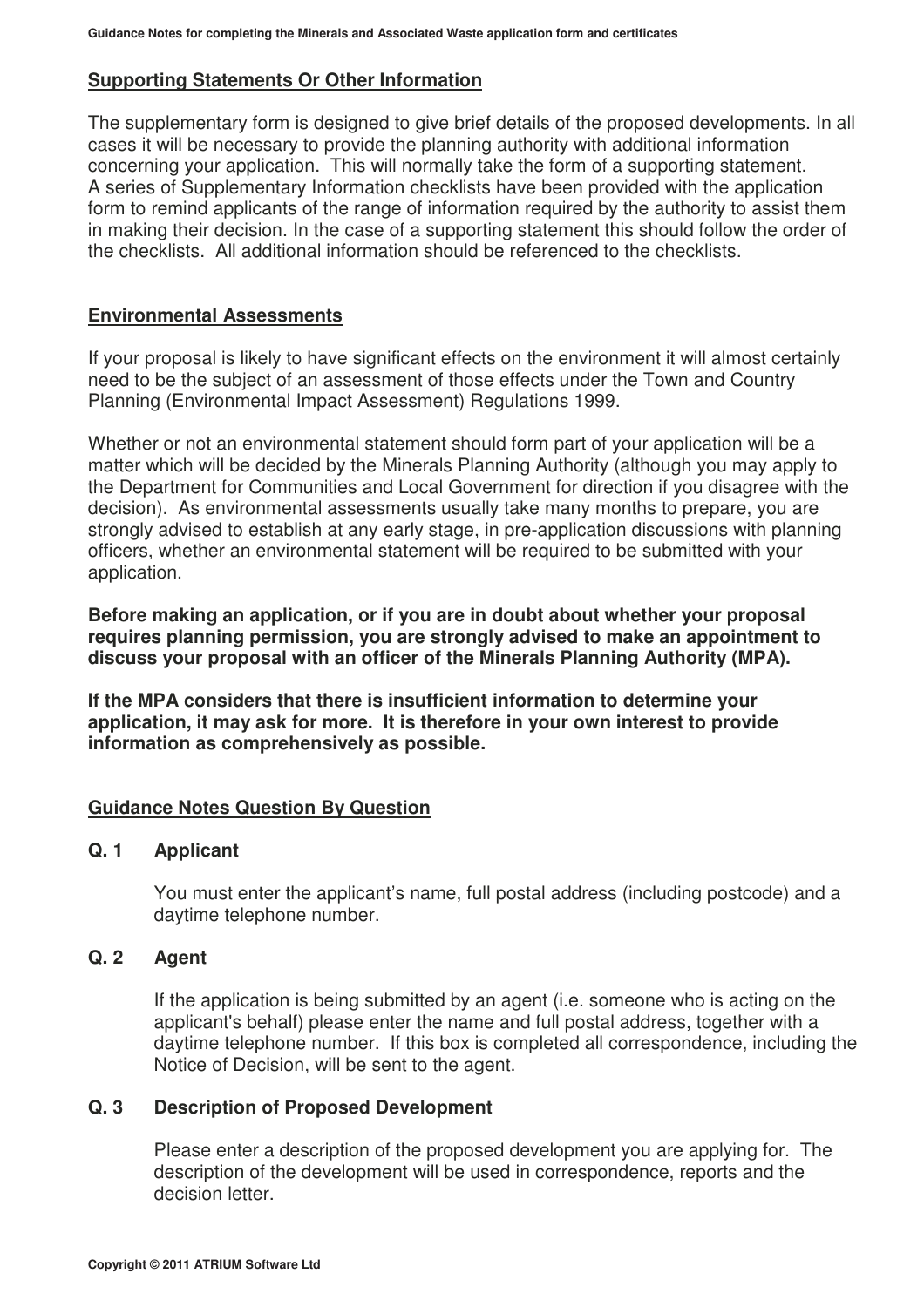## Supporting Statements Or Other Information

The supplementary form is designed to give brief details of the proposed developments. In all cases it will be necessary to provide the planning authority with additional information concerning your application. This will normally take the form of a supporting statement. A series of Supplementary Information checklists have been provided with the application form to remind applicants of the range of information required by the authority to assist them in making their decision. In the case of a supporting statement this should follow the order of the checklists. All additional information should be referenced to the checklists.

## Environmental Assessments

If your proposal is likely to have significant effects on the environment it will almost certainly need to be the subject of an assessment of those effects under the Town and Country Planning (Environmental Impact Assessment) Regulations 1999.

Whether or not an environmental statement should form part of your application will be a matter which will be decided by the Minerals Planning Authority (although you may apply to the Department for Communities and Local Government for direction if you disagree with the decision). As environmental assessments usually take many months to prepare, you are strongly advised to establish at any early stage, in pre-application discussions with planning officers, whether an environmental statement will be required to be submitted with your application.

**Before making an application, or if you are in doubt about whether your proposal requires planning permission, you are strongly advised to make an appointment to discuss your proposal with an officer of the Minerals Planning Authority (MPA).**

**If the MPA considers that there is insufficient information to determine your application, it may ask for more. It is therefore in your own interest to provide information as comprehensively as possible.**

## Guidance Notes Question By Question

### Q. 1 Applicant

You must enter the applicant's name, full postal address (including postcode) and a daytime telephone number.

### Q. 2 Agent

If the application is being submitted by an agent (i.e. someone who is acting on the applicant's behalf) please enter the name and full postal address, together with a daytime telephone number. If this box is completed all correspondence, including the Notice of Decision, will be sent to the agent.

### Q. 3 Description of Proposed Development

Please enter a description of the proposed development you are applying for. The description of the development will be used in correspondence, reports and the decision letter.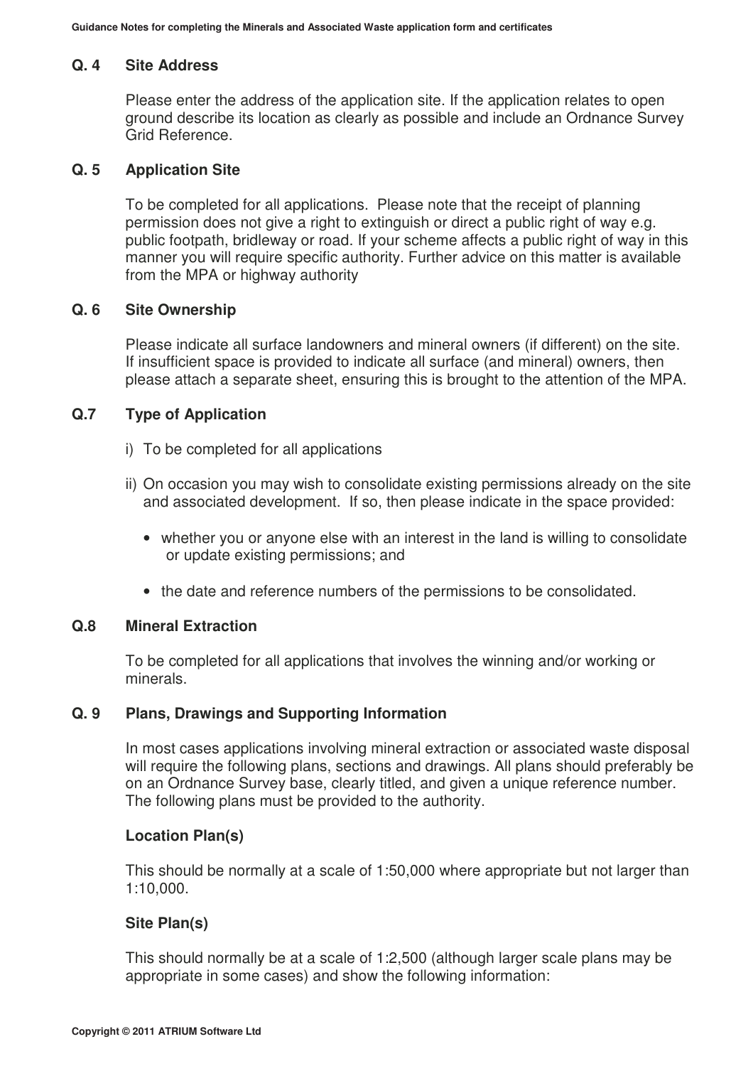## Q. 4 Site Address

Please enter the address of the application site. If the application relates to open ground describe its location as clearly as possible and include an Ordnance Survey Grid Reference.

## Q. 5 Application Site

To be completed for all applications. Please note that the receipt of planning permission does not give a right to extinguish or direct a public right of way e.g. public footpath, bridleway or road. If your scheme affects a public right of way in this manner you will require specific authority. Further advice on this matter is available from the MPA or highway authority

## Q. 6 Site Ownership

Please indicate all surface landowners and mineral owners (if different) on the site. If insufficient space is provided to indicate all surface (and mineral) owners, then please attach a separate sheet, ensuring this is brought to the attention of the MPA.

## Q.7 Type of Application

i) To be completed for all applications

ii) On occasion you may wish to consolidate existing permissions already on the site and associated development. If so, then please indicate in the space provided:

- whether you or anyone else with an interest in the land is willing to consolidate or update existing permissions; and
- the date and reference numbers of the permissions to be consolidated.

## Q.8 Mineral Extraction

To be completed for all applications that involves the winning and/or working or minerals.

## Q. 9 Plans, Drawings and Supporting Information

In most cases applications involving mineral extraction or associated waste disposal will require the following plans, sections and drawings. All plans should preferably be on an Ordnance Survey base, clearly titled, and given a unique reference number. The following plans must be provided to the authority.

### Location Plan(s)

This should be normally at a scale of 1:50,000 where appropriate but not larger than 1:10,000.

### Site Plan(s)

This should normally be at a scale of 1:2,500 (although larger scale plans may be appropriate in some cases) and show the following information: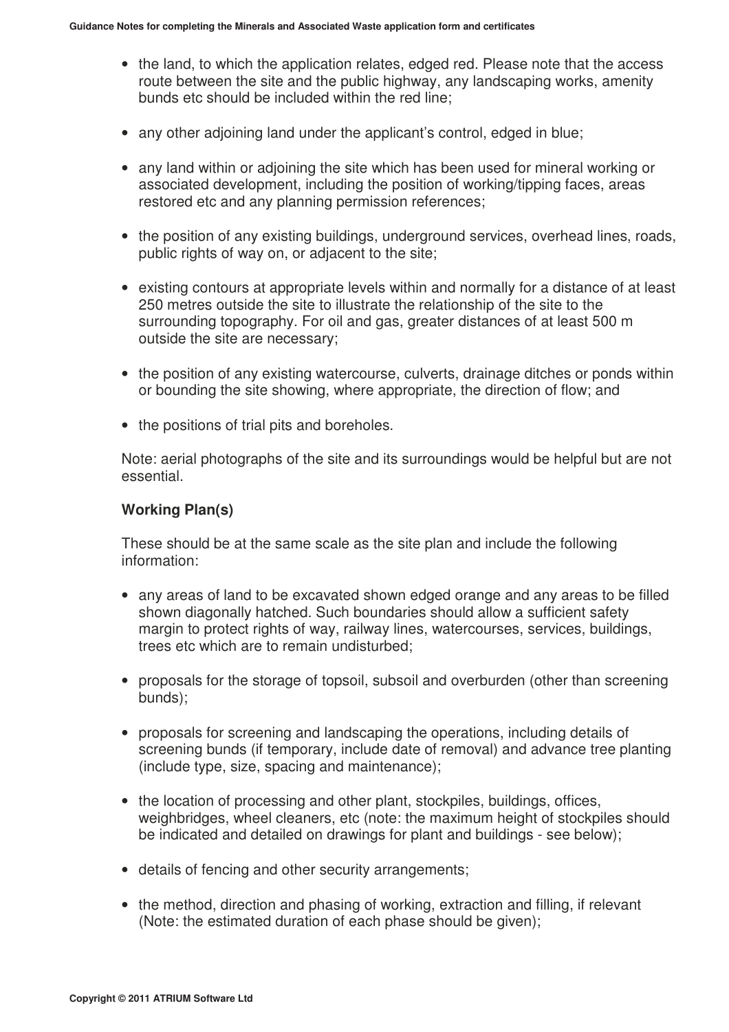- the land, to which the application relates, edged red. Please note that the access route between the site and the public highway, any landscaping works, amenity bunds etc should be included within the red line;

- any other adjoining land under the applicant's control, edged in blue;

- any land within or adjoining the site which has been used for mineral working or associated development, including the position of working/tipping faces, areas restored etc and any planning permission references;

- the position of any existing buildings, underground services, overhead lines, roads, public rights of way on, or adjacent to the site;

- existing contours at appropriate levels within and normally for a distance of at least 250 metres outside the site to illustrate the relationship of the site to the surrounding topography. For oil and gas, greater distances of at least 500 m outside the site are necessary;

- the position of any existing watercourse, culverts, drainage ditches or ponds within or bounding the site showing, where appropriate, the direction of flow; and

- the positions of trial pits and boreholes.

Note: aerial photographs of the site and its surroundings would be helpful but are not essential.

### Working Plan(s)

These should be at the same scale as the site plan and include the following information:

- any areas of land to be excavated shown edged orange and any areas to be filled shown diagonally hatched. Such boundaries should allow a sufficient safety margin to protect rights of way, railway lines, watercourses, services, buildings, trees etc which are to remain undisturbed;

- proposals for the storage of topsoil, subsoil and overburden (other than screening bunds);

- proposals for screening and landscaping the operations, including details of screening bunds (if temporary, include date of removal) and advance tree planting (include type, size, spacing and maintenance);

- the location of processing and other plant, stockpiles, buildings, offices, weighbridges, wheel cleaners, etc (note: the maximum height of stockpiles should be indicated and detailed on drawings for plant and buildings - see below);

- details of fencing and other security arrangements;

- the method, direction and phasing of working, extraction and filling, if relevant (Note: the estimated duration of each phase should be given);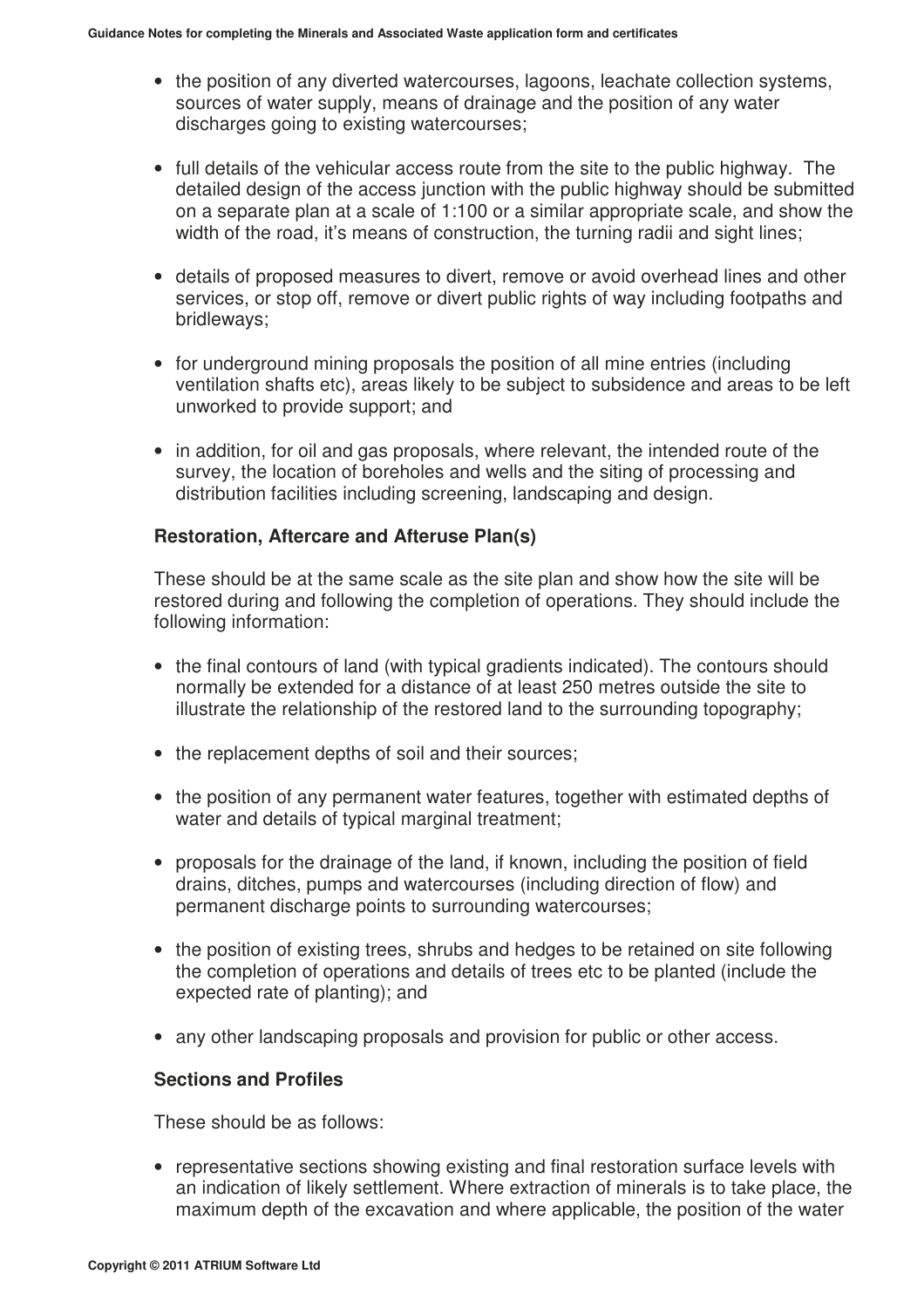- the position of any diverted watercourses, lagoons, leachate collection systems, sources of water supply, means of drainage and the position of any water discharges going to existing watercourses;

- full details of the vehicular access route from the site to the public highway. The detailed design of the access junction with the public highway should be submitted on a separate plan at a scale of 1:100 or a similar appropriate scale, and show the width of the road, it's means of construction, the turning radii and sight lines;

- details of proposed measures to divert, remove or avoid overhead lines and other services, or stop off, remove or divert public rights of way including footpaths and bridleways;

- for underground mining proposals the position of all mine entries (including ventilation shafts etc), areas likely to be subject to subsidence and areas to be left unworked to provide support; and

- in addition, for oil and gas proposals, where relevant, the intended route of the survey, the location of boreholes and wells and the siting of processing and distribution facilities including screening, landscaping and design.

**Restoration, Aftercare and Afteruse Plan(s)**

These should be at the same scale as the site plan and show how the site will be restored during and following the completion of operations. They should include the following information:

- the final contours of land (with typical gradients indicated). The contours should normally be extended for a distance of at least 250 metres outside the site to illustrate the relationship of the restored land to the surrounding topography;

- the replacement depths of soil and their sources;

- the position of any permanent water features, together with estimated depths of water and details of typical marginal treatment;

- proposals for the drainage of the land, if known, including the position of field drains, ditches, pumps and watercourses (including direction of flow) and permanent discharge points to surrounding watercourses;

- the position of existing trees, shrubs and hedges to be retained on site following the completion of operations and details of trees etc to be planted (include the expected rate of planting); and

- any other landscaping proposals and provision for public or other access.

**Sections and Profiles**

These should be as follows:

- representative sections showing existing and final restoration surface levels with an indication of likely settlement. Where extraction of minerals is to take place, the maximum depth of the excavation and where applicable, the position of the water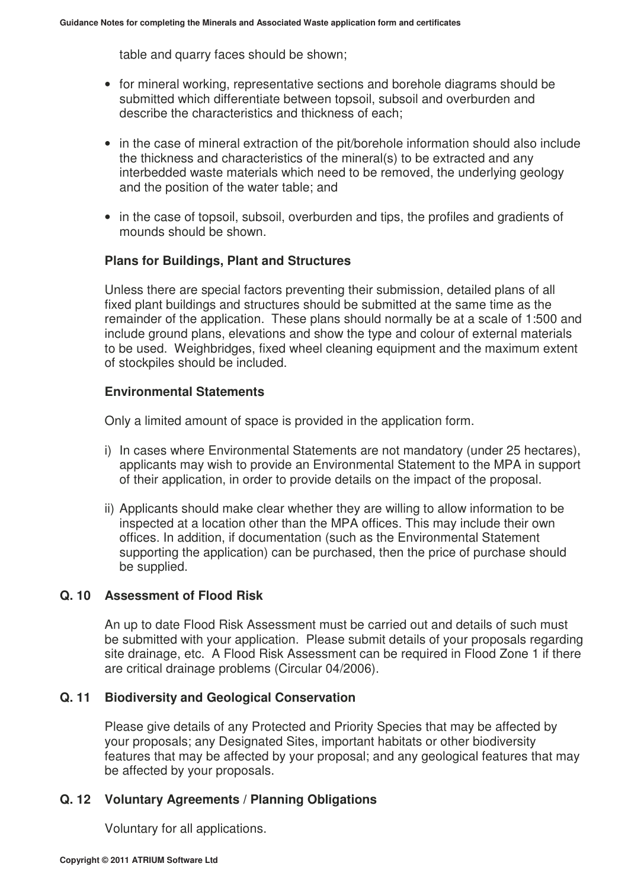table and quarry faces should be shown;

- for mineral working, representative sections and borehole diagrams should be submitted which differentiate between topsoil, subsoil and overburden and describe the characteristics and thickness of each;
- in the case of mineral extraction of the pit/borehole information should also include the thickness and characteristics of the mineral(s) to be extracted and any interbedded waste materials which need to be removed, the underlying geology and the position of the water table; and
- in the case of topsoil, subsoil, overburden and tips, the profiles and gradients of mounds should be shown.

**Plans for Buildings, Plant and Structures**

Unless there are special factors preventing their submission, detailed plans of all fixed plant buildings and structures should be submitted at the same time as the remainder of the application. These plans should normally be at a scale of 1:500 and include ground plans, elevations and show the type and colour of external materials to be used. Weighbridges, fixed wheel cleaning equipment and the maximum extent of stockpiles should be included.

**Environmental Statements**

Only a limited amount of space is provided in the application form.

i) In cases where Environmental Statements are not mandatory (under 25 hectares), applicants may wish to provide an Environmental Statement to the MPA in support of their application, in order to provide details on the impact of the proposal.

ii) Applicants should make clear whether they are willing to allow information to be inspected at a location other than the MPA offices. This may include their own offices. In addition, if documentation (such as the Environmental Statement supporting the application) can be purchased, then the price of purchase should be supplied.

## Q. 10 Assessment of Flood Risk

An up to date Flood Risk Assessment must be carried out and details of such must be submitted with your application. Please submit details of your proposals regarding site drainage, etc. A Flood Risk Assessment can be required in Flood Zone 1 if there are critical drainage problems (Circular 04/2006).

## Q. 11 Biodiversity and Geological Conservation

Please give details of any Protected and Priority Species that may be affected by your proposals; any Designated Sites, important habitats or other biodiversity features that may be affected by your proposal; and any geological features that may be affected by your proposals.

## Q. 12 Voluntary Agreements / Planning Obligations

Voluntary for all applications.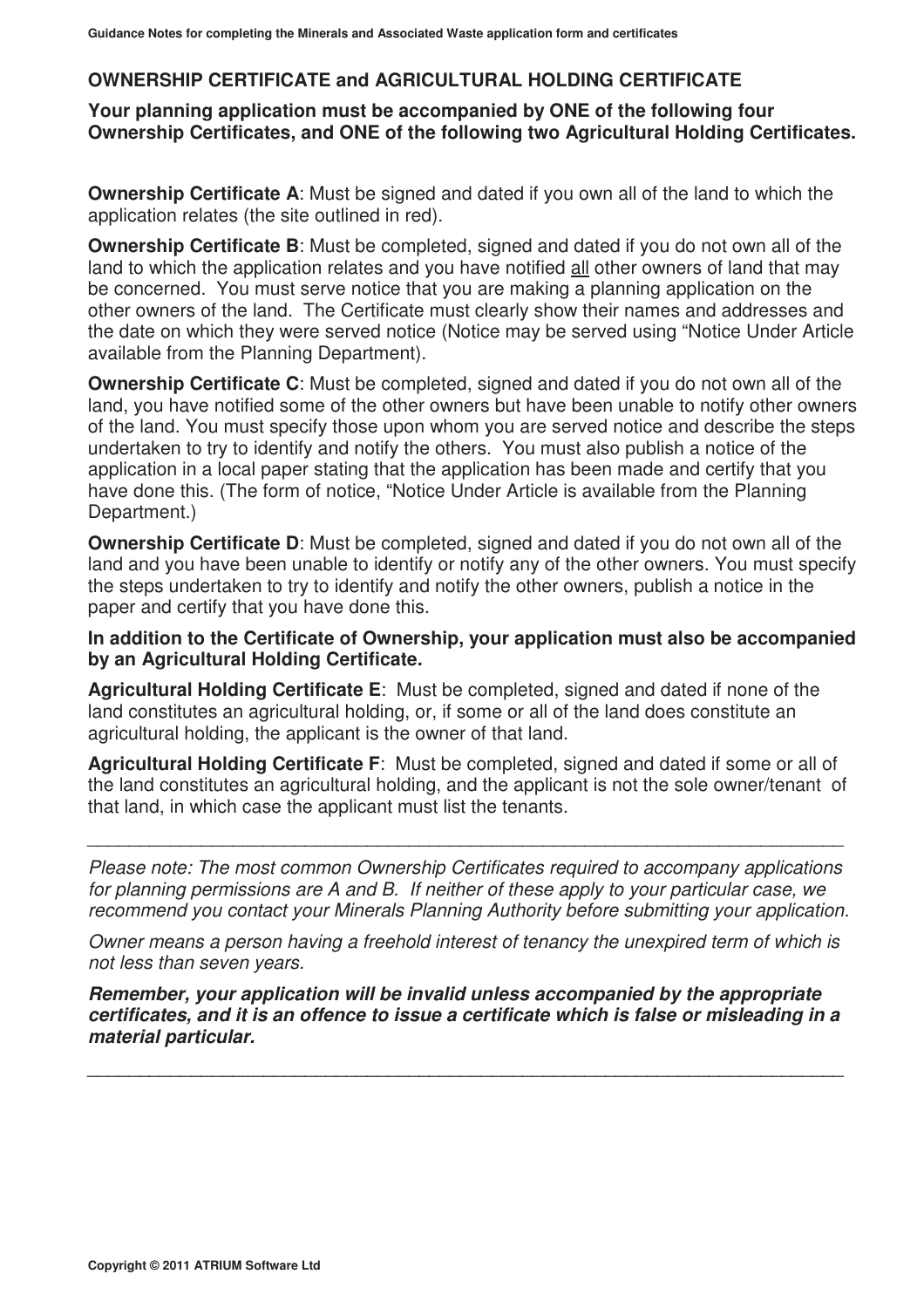## OWNERSHIP CERTIFICATE and AGRICULTURAL HOLDING CERTIFICATE

**Your planning application must be accompanied by ONE of the following four Ownership Certificates, and ONE of the following two Agricultural Holding Certificates.**

**Ownership Certificate A**: Must be signed and dated if you own all of the land to which the application relates (the site outlined in red).

**Ownership Certificate B**: Must be completed, signed and dated if you do not own all of the land to which the application relates and you have notified all other owners of land that may be concerned. You must serve notice that you are making a planning application on the other owners of the land. The Certificate must clearly show their names and addresses and the date on which they were served notice (Notice may be served using "Notice Under Article available from the Planning Department).

**Ownership Certificate C**: Must be completed, signed and dated if you do not own all of the land, you have notified some of the other owners but have been unable to notify other owners of the land. You must specify those upon whom you are served notice and describe the steps undertaken to try to identify and notify the others. You must also publish a notice of the application in a local paper stating that the application has been made and certify that you have done this. (The form of notice, "Notice Under Article is available from the Planning Department.)

**Ownership Certificate D**: Must be completed, signed and dated if you do not own all of the land and you have been unable to identify or notify any of the other owners. You must specify the steps undertaken to try to identify and notify the other owners, publish a notice in the paper and certify that you have done this.

**In addition to the Certificate of Ownership, your application must also be accompanied by an Agricultural Holding Certificate.**

**Agricultural Holding Certificate E**: Must be completed, signed and dated if none of the land constitutes an agricultural holding, or, if some or all of the land does constitute an agricultural holding, the applicant is the owner of that land.

**Agricultural Holding Certificate F**: Must be completed, signed and dated if some or all of the land constitutes an agricultural holding, and the applicant is not the sole owner/tenant of that land, in which case the applicant must list the tenants.

---

*Please note: The most common Ownership Certificates required to accompany applications for planning permissions are A and B. If neither of these apply to your particular case, we recommend you contact your Minerals Planning Authority before submitting your application.*

*Owner means a person having a freehold interest of tenancy the unexpired term of which is not less than seven years.*

***Remember, your application will be invalid unless accompanied by the appropriate certificates, and it is an offence to issue a certificate which is false or misleading in a material particular.***

---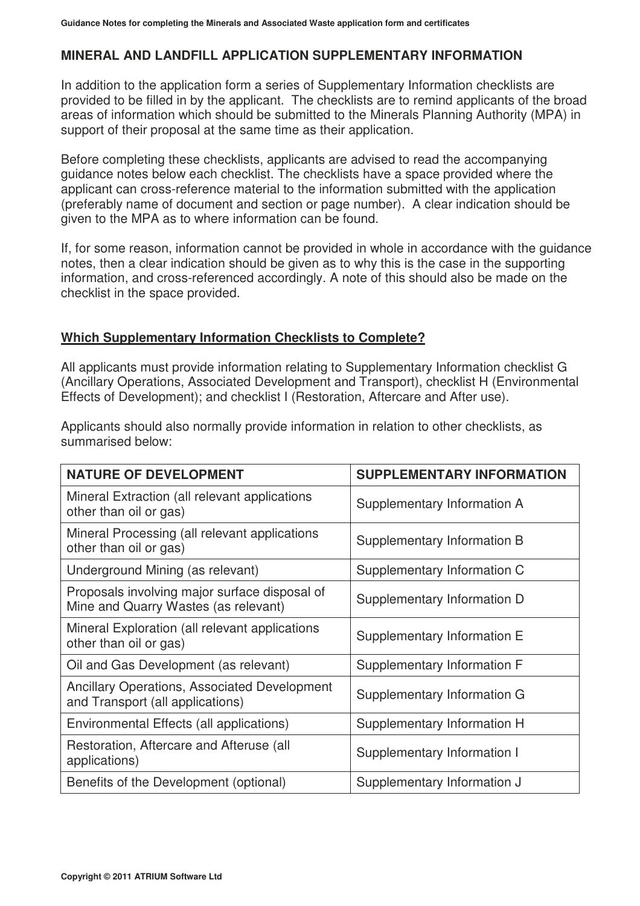## MINERAL AND LANDFILL APPLICATION SUPPLEMENTARY INFORMATION

In addition to the application form a series of Supplementary Information checklists are provided to be filled in by the applicant. The checklists are to remind applicants of the broad areas of information which should be submitted to the Minerals Planning Authority (MPA) in support of their proposal at the same time as their application.

Before completing these checklists, applicants are advised to read the accompanying guidance notes below each checklist. The checklists have a space provided where the applicant can cross-reference material to the information submitted with the application (preferably name of document and section or page number). A clear indication should be given to the MPA as to where information can be found.

If, for some reason, information cannot be provided in whole in accordance with the guidance notes, then a clear indication should be given as to why this is the case in the supporting information, and cross-referenced accordingly. A note of this should also be made on the checklist in the space provided.

### Which Supplementary Information Checklists to Complete?

All applicants must provide information relating to Supplementary Information checklist G (Ancillary Operations, Associated Development and Transport), checklist H (Environmental Effects of Development); and checklist I (Restoration, Aftercare and After use).

Applicants should also normally provide information in relation to other checklists, as summarised below:

| NATURE OF DEVELOPMENT | SUPPLEMENTARY INFORMATION |
| --- | --- |
| Mineral Extraction (all relevant applications other than oil or gas) | Supplementary Information A |
| Mineral Processing (all relevant applications other than oil or gas) | Supplementary Information B |
| Underground Mining (as relevant) | Supplementary Information C |
| Proposals involving major surface disposal of Mine and Quarry Wastes (as relevant) | Supplementary Information D |
| Mineral Exploration (all relevant applications other than oil or gas) | Supplementary Information E |
| Oil and Gas Development (as relevant) | Supplementary Information F |
| Ancillary Operations, Associated Development and Transport (all applications) | Supplementary Information G |
| Environmental Effects (all applications) | Supplementary Information H |
| Restoration, Aftercare and Afteruse (all applications) | Supplementary Information I |
| Benefits of the Development (optional) | Supplementary Information J |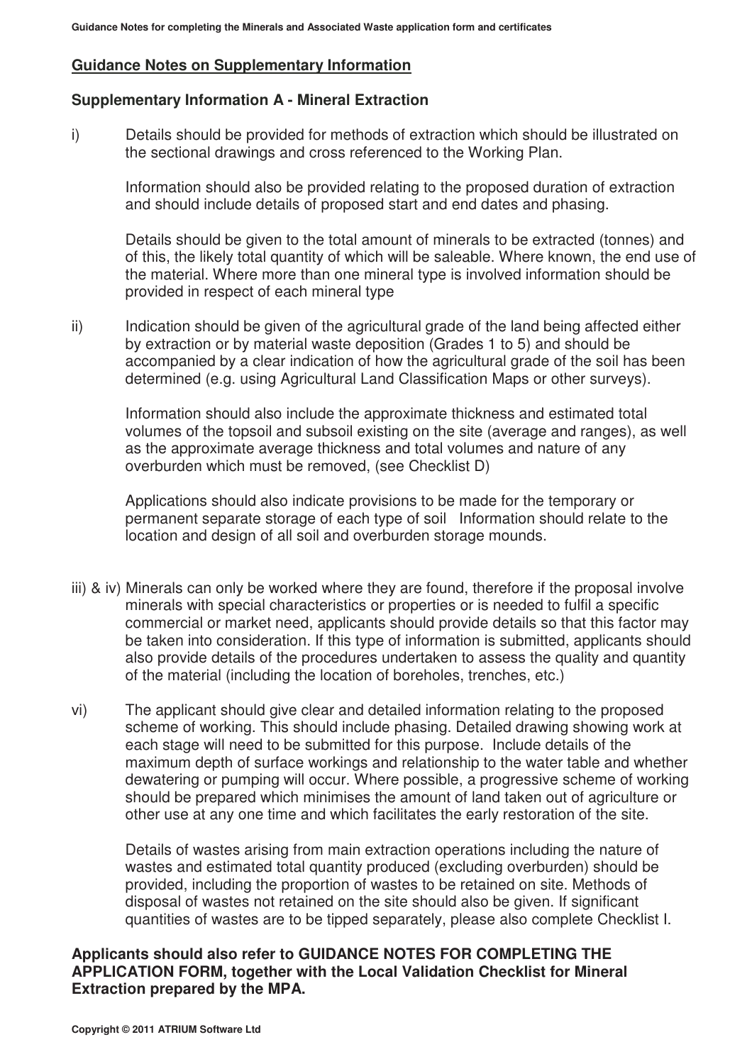## Guidance Notes on Supplementary Information

### Supplementary Information A - Mineral Extraction

i) Details should be provided for methods of extraction which should be illustrated on the sectional drawings and cross referenced to the Working Plan.

Information should also be provided relating to the proposed duration of extraction and should include details of proposed start and end dates and phasing.

Details should be given to the total amount of minerals to be extracted (tonnes) and of this, the likely total quantity of which will be saleable. Where known, the end use of the material. Where more than one mineral type is involved information should be provided in respect of each mineral type

ii) Indication should be given of the agricultural grade of the land being affected either by extraction or by material waste deposition (Grades 1 to 5) and should be accompanied by a clear indication of how the agricultural grade of the soil has been determined (e.g. using Agricultural Land Classification Maps or other surveys).

Information should also include the approximate thickness and estimated total volumes of the topsoil and subsoil existing on the site (average and ranges), as well as the approximate average thickness and total volumes and nature of any overburden which must be removed, (see Checklist D)

Applications should also indicate provisions to be made for the temporary or permanent separate storage of each type of soil  Information should relate to the location and design of all soil and overburden storage mounds.

iii) & iv) Minerals can only be worked where they are found, therefore if the proposal involve minerals with special characteristics or properties or is needed to fulfil a specific commercial or market need, applicants should provide details so that this factor may be taken into consideration. If this type of information is submitted, applicants should also provide details of the procedures undertaken to assess the quality and quantity of the material (including the location of boreholes, trenches, etc.)

vi) The applicant should give clear and detailed information relating to the proposed scheme of working. This should include phasing. Detailed drawing showing work at each stage will need to be submitted for this purpose.  Include details of the maximum depth of surface workings and relationship to the water table and whether dewatering or pumping will occur. Where possible, a progressive scheme of working should be prepared which minimises the amount of land taken out of agriculture or other use at any one time and which facilitates the early restoration of the site.

Details of wastes arising from main extraction operations including the nature of wastes and estimated total quantity produced (excluding overburden) should be provided, including the proportion of wastes to be retained on site. Methods of disposal of wastes not retained on the site should also be given. If significant quantities of wastes are to be tipped separately, please also complete Checklist I.

**Applicants should also refer to GUIDANCE NOTES FOR COMPLETING THE APPLICATION FORM, together with the Local Validation Checklist for Mineral Extraction prepared by the MPA.**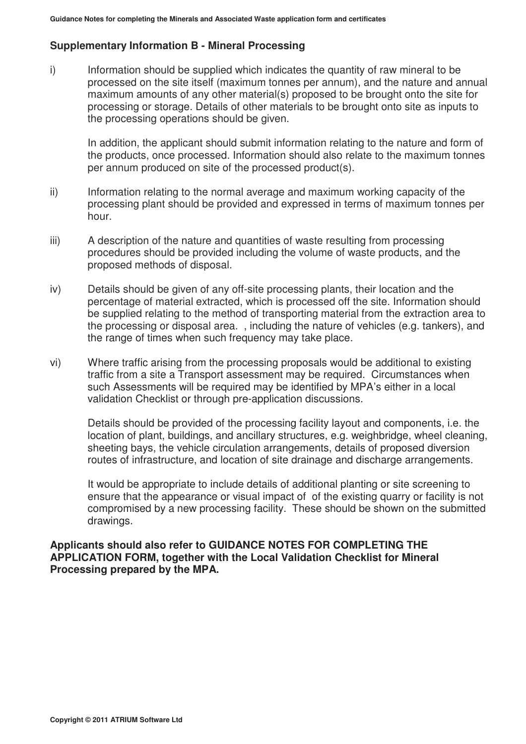## Supplementary Information B - Mineral Processing

i) Information should be supplied which indicates the quantity of raw mineral to be processed on the site itself (maximum tonnes per annum), and the nature and annual maximum amounts of any other material(s) proposed to be brought onto the site for processing or storage. Details of other materials to be brought onto site as inputs to the processing operations should be given.

In addition, the applicant should submit information relating to the nature and form of the products, once processed. Information should also relate to the maximum tonnes per annum produced on site of the processed product(s).

ii) Information relating to the normal average and maximum working capacity of the processing plant should be provided and expressed in terms of maximum tonnes per hour.

iii) A description of the nature and quantities of waste resulting from processing procedures should be provided including the volume of waste products, and the proposed methods of disposal.

iv) Details should be given of any off-site processing plants, their location and the percentage of material extracted, which is processed off the site. Information should be supplied relating to the method of transporting material from the extraction area to the processing or disposal area. , including the nature of vehicles (e.g. tankers), and the range of times when such frequency may take place.

vi) Where traffic arising from the processing proposals would be additional to existing traffic from a site a Transport assessment may be required. Circumstances when such Assessments will be required may be identified by MPA's either in a local validation Checklist or through pre-application discussions.

Details should be provided of the processing facility layout and components, i.e. the location of plant, buildings, and ancillary structures, e.g. weighbridge, wheel cleaning, sheeting bays, the vehicle circulation arrangements, details of proposed diversion routes of infrastructure, and location of site drainage and discharge arrangements.

It would be appropriate to include details of additional planting or site screening to ensure that the appearance or visual impact of of the existing quarry or facility is not compromised by a new processing facility. These should be shown on the submitted drawings.

**Applicants should also refer to GUIDANCE NOTES FOR COMPLETING THE APPLICATION FORM, together with the Local Validation Checklist for Mineral Processing prepared by the MPA.**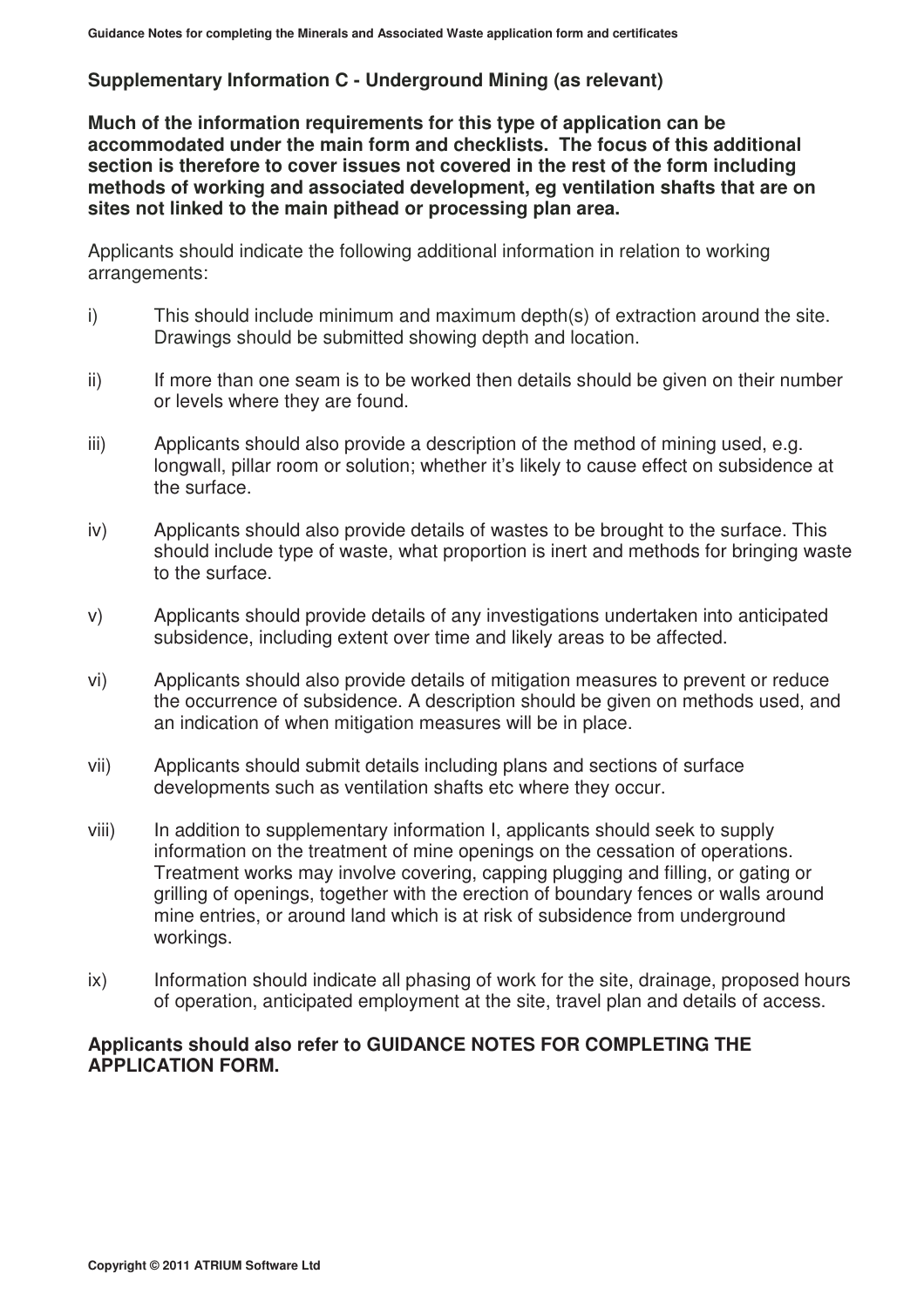## Supplementary Information C - Underground Mining (as relevant)

**Much of the information requirements for this type of application can be accommodated under the main form and checklists. The focus of this additional section is therefore to cover issues not covered in the rest of the form including methods of working and associated development, eg ventilation shafts that are on sites not linked to the main pithead or processing plan area.**

Applicants should indicate the following additional information in relation to working arrangements:

i) This should include minimum and maximum depth(s) of extraction around the site. Drawings should be submitted showing depth and location.

ii) If more than one seam is to be worked then details should be given on their number or levels where they are found.

iii) Applicants should also provide a description of the method of mining used, e.g. longwall, pillar room or solution; whether it's likely to cause effect on subsidence at the surface.

iv) Applicants should also provide details of wastes to be brought to the surface. This should include type of waste, what proportion is inert and methods for bringing waste to the surface.

v) Applicants should provide details of any investigations undertaken into anticipated subsidence, including extent over time and likely areas to be affected.

vi) Applicants should also provide details of mitigation measures to prevent or reduce the occurrence of subsidence. A description should be given on methods used, and an indication of when mitigation measures will be in place.

vii) Applicants should submit details including plans and sections of surface developments such as ventilation shafts etc where they occur.

viii) In addition to supplementary information I, applicants should seek to supply information on the treatment of mine openings on the cessation of operations. Treatment works may involve covering, capping plugging and filling, or gating or grilling of openings, together with the erection of boundary fences or walls around mine entries, or around land which is at risk of subsidence from underground workings.

ix) Information should indicate all phasing of work for the site, drainage, proposed hours of operation, anticipated employment at the site, travel plan and details of access.

**Applicants should also refer to GUIDANCE NOTES FOR COMPLETING THE APPLICATION FORM.**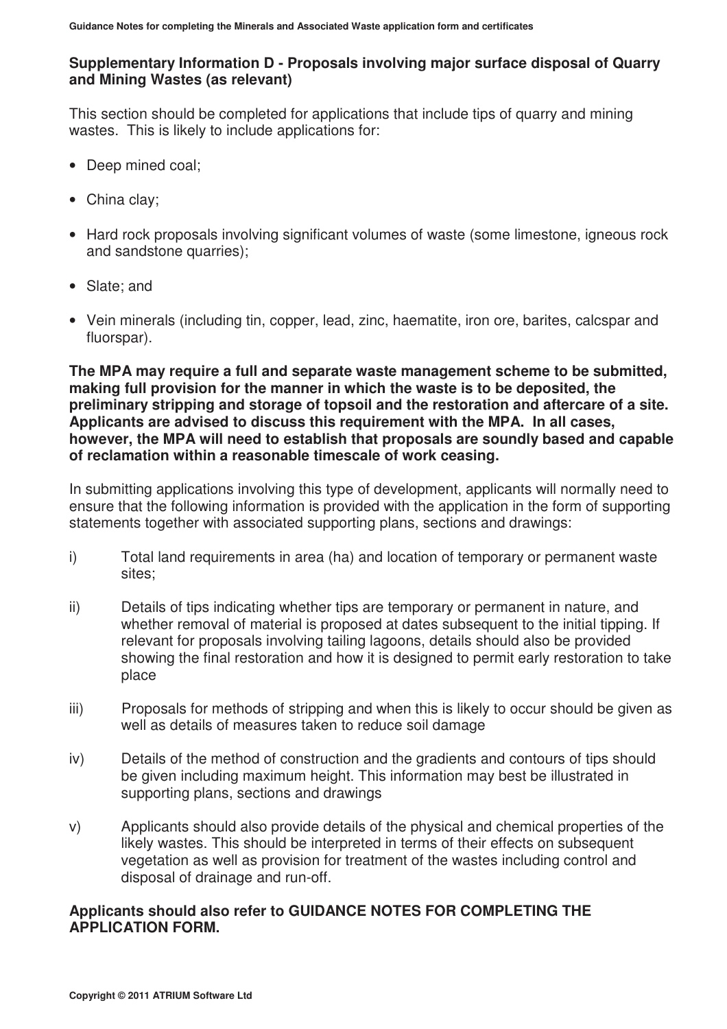## Supplementary Information D - Proposals involving major surface disposal of Quarry and Mining Wastes (as relevant)

This section should be completed for applications that include tips of quarry and mining wastes. This is likely to include applications for:

- Deep mined coal;
- China clay;
- Hard rock proposals involving significant volumes of waste (some limestone, igneous rock and sandstone quarries);
- Slate; and
- Vein minerals (including tin, copper, lead, zinc, haematite, iron ore, barites, calcspar and fluorspar).

**The MPA may require a full and separate waste management scheme to be submitted, making full provision for the manner in which the waste is to be deposited, the preliminary stripping and storage of topsoil and the restoration and aftercare of a site. Applicants are advised to discuss this requirement with the MPA. In all cases, however, the MPA will need to establish that proposals are soundly based and capable of reclamation within a reasonable timescale of work ceasing.**

In submitting applications involving this type of development, applicants will normally need to ensure that the following information is provided with the application in the form of supporting statements together with associated supporting plans, sections and drawings:

i) Total land requirements in area (ha) and location of temporary or permanent waste sites;

ii) Details of tips indicating whether tips are temporary or permanent in nature, and whether removal of material is proposed at dates subsequent to the initial tipping. If relevant for proposals involving tailing lagoons, details should also be provided showing the final restoration and how it is designed to permit early restoration to take place

iii) Proposals for methods of stripping and when this is likely to occur should be given as well as details of measures taken to reduce soil damage

iv) Details of the method of construction and the gradients and contours of tips should be given including maximum height. This information may best be illustrated in supporting plans, sections and drawings

v) Applicants should also provide details of the physical and chemical properties of the likely wastes. This should be interpreted in terms of their effects on subsequent vegetation as well as provision for treatment of the wastes including control and disposal of drainage and run-off.

**Applicants should also refer to GUIDANCE NOTES FOR COMPLETING THE APPLICATION FORM.**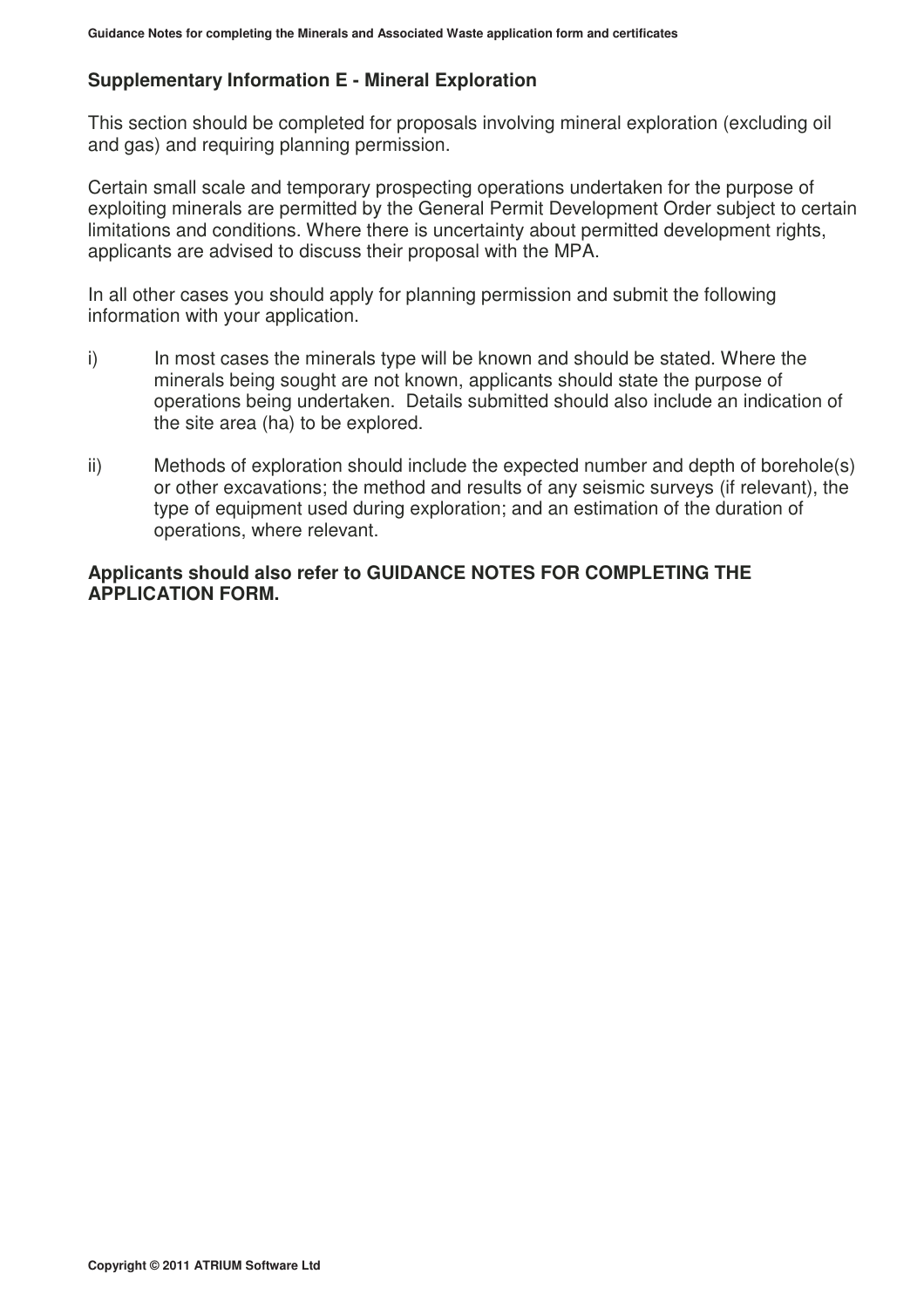## Supplementary Information E - Mineral Exploration

This section should be completed for proposals involving mineral exploration (excluding oil and gas) and requiring planning permission.

Certain small scale and temporary prospecting operations undertaken for the purpose of exploiting minerals are permitted by the General Permit Development Order subject to certain limitations and conditions. Where there is uncertainty about permitted development rights, applicants are advised to discuss their proposal with the MPA.

In all other cases you should apply for planning permission and submit the following information with your application.

i) In most cases the minerals type will be known and should be stated. Where the minerals being sought are not known, applicants should state the purpose of operations being undertaken. Details submitted should also include an indication of the site area (ha) to be explored.

ii) Methods of exploration should include the expected number and depth of borehole(s) or other excavations; the method and results of any seismic surveys (if relevant), the type of equipment used during exploration; and an estimation of the duration of operations, where relevant.

**Applicants should also refer to GUIDANCE NOTES FOR COMPLETING THE APPLICATION FORM.**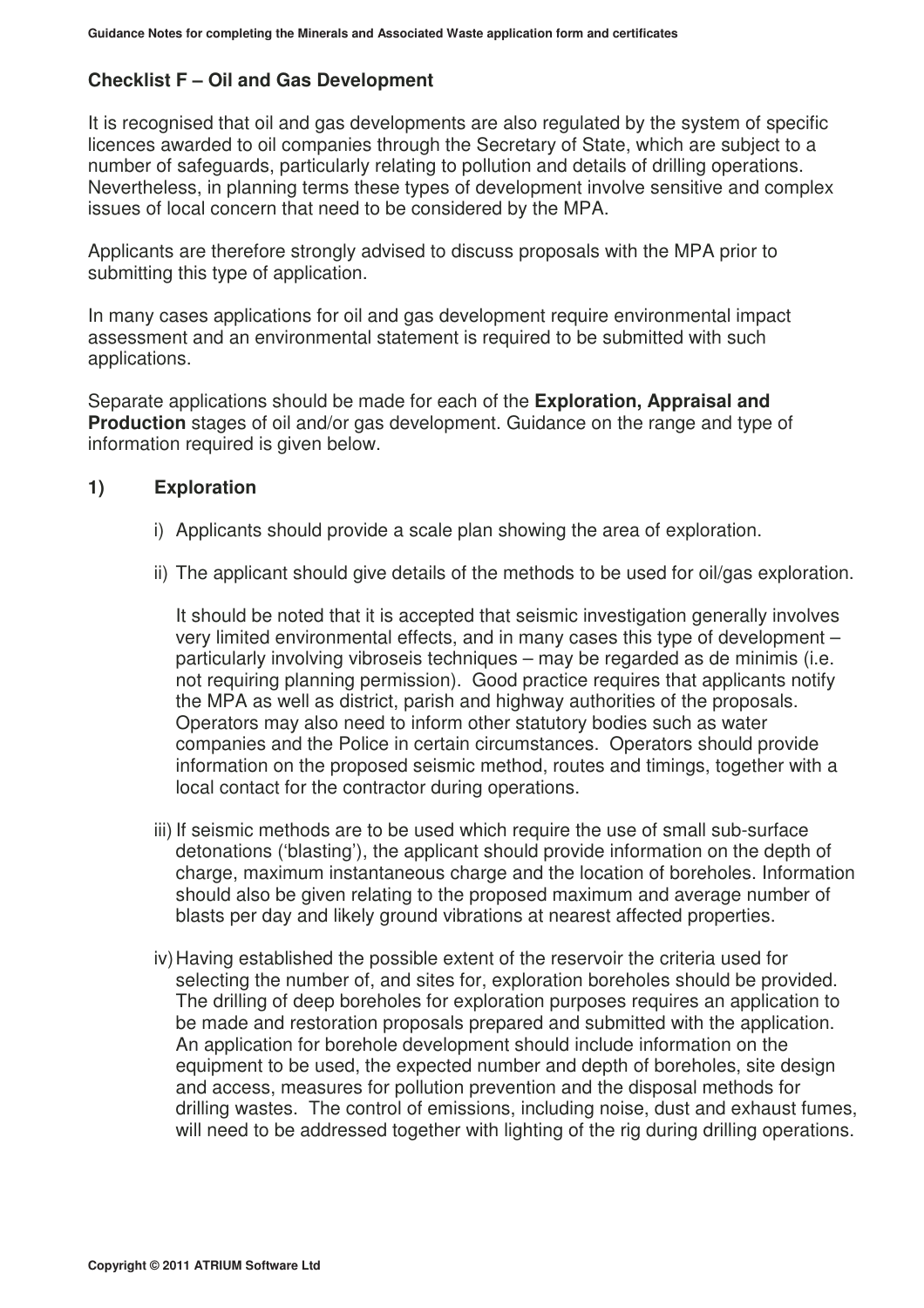## Checklist F – Oil and Gas Development

It is recognised that oil and gas developments are also regulated by the system of specific licences awarded to oil companies through the Secretary of State, which are subject to a number of safeguards, particularly relating to pollution and details of drilling operations. Nevertheless, in planning terms these types of development involve sensitive and complex issues of local concern that need to be considered by the MPA.

Applicants are therefore strongly advised to discuss proposals with the MPA prior to submitting this type of application.

In many cases applications for oil and gas development require environmental impact assessment and an environmental statement is required to be submitted with such applications.

Separate applications should be made for each of the **Exploration, Appraisal and Production** stages of oil and/or gas development. Guidance on the range and type of information required is given below.

### 1) Exploration

i) Applicants should provide a scale plan showing the area of exploration.

ii) The applicant should give details of the methods to be used for oil/gas exploration.

It should be noted that it is accepted that seismic investigation generally involves very limited environmental effects, and in many cases this type of development – particularly involving vibroseis techniques – may be regarded as de minimis (i.e. not requiring planning permission). Good practice requires that applicants notify the MPA as well as district, parish and highway authorities of the proposals. Operators may also need to inform other statutory bodies such as water companies and the Police in certain circumstances. Operators should provide information on the proposed seismic method, routes and timings, together with a local contact for the contractor during operations.

iii) If seismic methods are to be used which require the use of small sub-surface detonations ('blasting'), the applicant should provide information on the depth of charge, maximum instantaneous charge and the location of boreholes. Information should also be given relating to the proposed maximum and average number of blasts per day and likely ground vibrations at nearest affected properties.

iv) Having established the possible extent of the reservoir the criteria used for selecting the number of, and sites for, exploration boreholes should be provided. The drilling of deep boreholes for exploration purposes requires an application to be made and restoration proposals prepared and submitted with the application. An application for borehole development should include information on the equipment to be used, the expected number and depth of boreholes, site design and access, measures for pollution prevention and the disposal methods for drilling wastes. The control of emissions, including noise, dust and exhaust fumes, will need to be addressed together with lighting of the rig during drilling operations.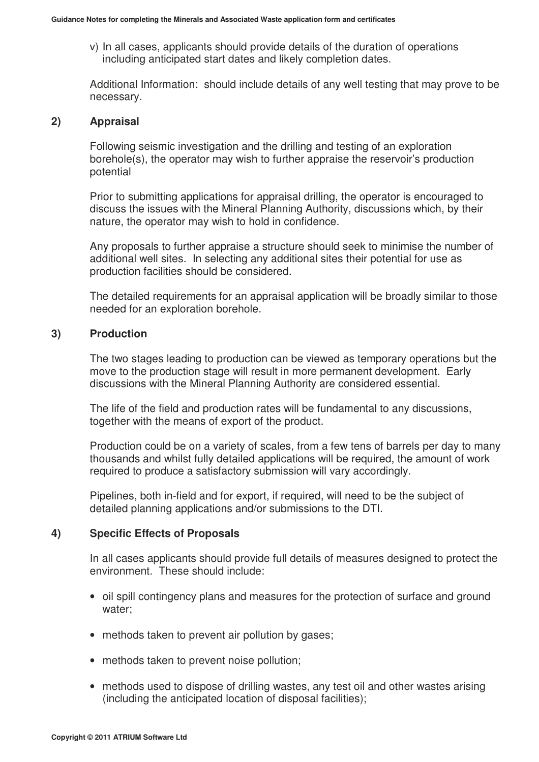v) In all cases, applicants should provide details of the duration of operations including anticipated start dates and likely completion dates.

Additional Information: should include details of any well testing that may prove to be necessary.

### 2) Appraisal

Following seismic investigation and the drilling and testing of an exploration borehole(s), the operator may wish to further appraise the reservoir's production potential

Prior to submitting applications for appraisal drilling, the operator is encouraged to discuss the issues with the Mineral Planning Authority, discussions which, by their nature, the operator may wish to hold in confidence.

Any proposals to further appraise a structure should seek to minimise the number of additional well sites. In selecting any additional sites their potential for use as production facilities should be considered.

The detailed requirements for an appraisal application will be broadly similar to those needed for an exploration borehole.

### 3) Production

The two stages leading to production can be viewed as temporary operations but the move to the production stage will result in more permanent development. Early discussions with the Mineral Planning Authority are considered essential.

The life of the field and production rates will be fundamental to any discussions, together with the means of export of the product.

Production could be on a variety of scales, from a few tens of barrels per day to many thousands and whilst fully detailed applications will be required, the amount of work required to produce a satisfactory submission will vary accordingly.

Pipelines, both in-field and for export, if required, will need to be the subject of detailed planning applications and/or submissions to the DTI.

### 4) Specific Effects of Proposals

In all cases applicants should provide full details of measures designed to protect the environment. These should include:

- oil spill contingency plans and measures for the protection of surface and ground water;
- methods taken to prevent air pollution by gases;
- methods taken to prevent noise pollution;
- methods used to dispose of drilling wastes, any test oil and other wastes arising (including the anticipated location of disposal facilities);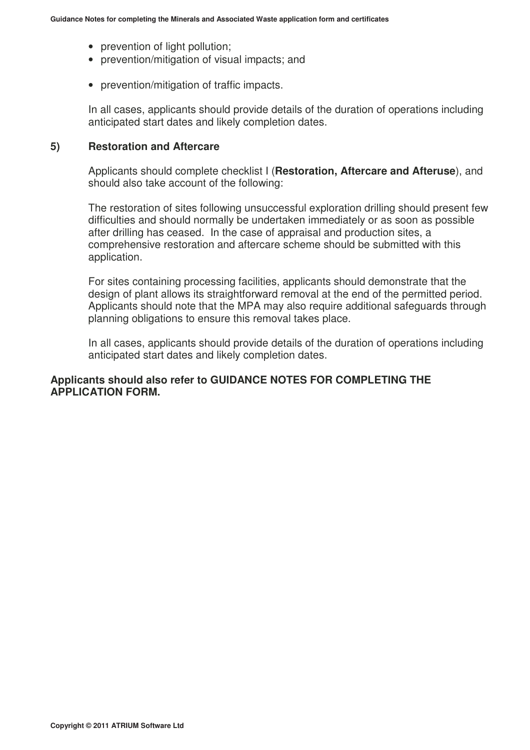- prevention of light pollution;
- prevention/mitigation of visual impacts; and
- prevention/mitigation of traffic impacts.

In all cases, applicants should provide details of the duration of operations including anticipated start dates and likely completion dates.

### 5) Restoration and Aftercare

Applicants should complete checklist I (**Restoration, Aftercare and Afteruse**), and should also take account of the following:

The restoration of sites following unsuccessful exploration drilling should present few difficulties and should normally be undertaken immediately or as soon as possible after drilling has ceased. In the case of appraisal and production sites, a comprehensive restoration and aftercare scheme should be submitted with this application.

For sites containing processing facilities, applicants should demonstrate that the design of plant allows its straightforward removal at the end of the permitted period. Applicants should note that the MPA may also require additional safeguards through planning obligations to ensure this removal takes place.

In all cases, applicants should provide details of the duration of operations including anticipated start dates and likely completion dates.

**Applicants should also refer to GUIDANCE NOTES FOR COMPLETING THE APPLICATION FORM.**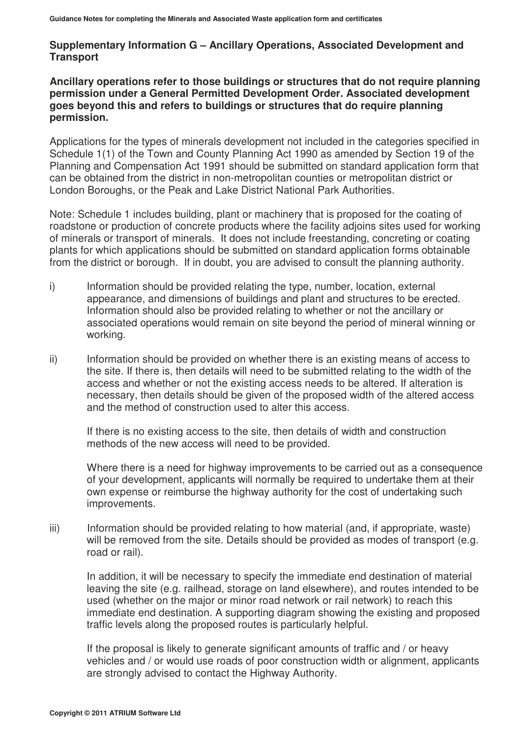## Supplementary Information G – Ancillary Operations, Associated Development and Transport

**Ancillary operations refer to those buildings or structures that do not require planning permission under a General Permitted Development Order. Associated development goes beyond this and refers to buildings or structures that do require planning permission.**

Applications for the types of minerals development not included in the categories specified in Schedule 1(1) of the Town and County Planning Act 1990 as amended by Section 19 of the Planning and Compensation Act 1991 should be submitted on standard application form that can be obtained from the district in non-metropolitan counties or metropolitan district or London Boroughs, or the Peak and Lake District National Park Authorities.

Note: Schedule 1 includes building, plant or machinery that is proposed for the coating of roadstone or production of concrete products where the facility adjoins sites used for working of minerals or transport of minerals. It does not include freestanding, concreting or coating plants for which applications should be submitted on standard application forms obtainable from the district or borough. If in doubt, you are advised to consult the planning authority.

i) Information should be provided relating the type, number, location, external appearance, and dimensions of buildings and plant and structures to be erected. Information should also be provided relating to whether or not the ancillary or associated operations would remain on site beyond the period of mineral winning or working.

ii) Information should be provided on whether there is an existing means of access to the site. If there is, then details will need to be submitted relating to the width of the access and whether or not the existing access needs to be altered. If alteration is necessary, then details should be given of the proposed width of the altered access and the method of construction used to alter this access.

If there is no existing access to the site, then details of width and construction methods of the new access will need to be provided.

Where there is a need for highway improvements to be carried out as a consequence of your development, applicants will normally be required to undertake them at their own expense or reimburse the highway authority for the cost of undertaking such improvements.

iii) Information should be provided relating to how material (and, if appropriate, waste) will be removed from the site. Details should be provided as modes of transport (e.g. road or rail).

In addition, it will be necessary to specify the immediate end destination of material leaving the site (e.g. railhead, storage on land elsewhere), and routes intended to be used (whether on the major or minor road network or rail network) to reach this immediate end destination. A supporting diagram showing the existing and proposed traffic levels along the proposed routes is particularly helpful.

If the proposal is likely to generate significant amounts of traffic and / or heavy vehicles and / or would use roads of poor construction width or alignment, applicants are strongly advised to contact the Highway Authority.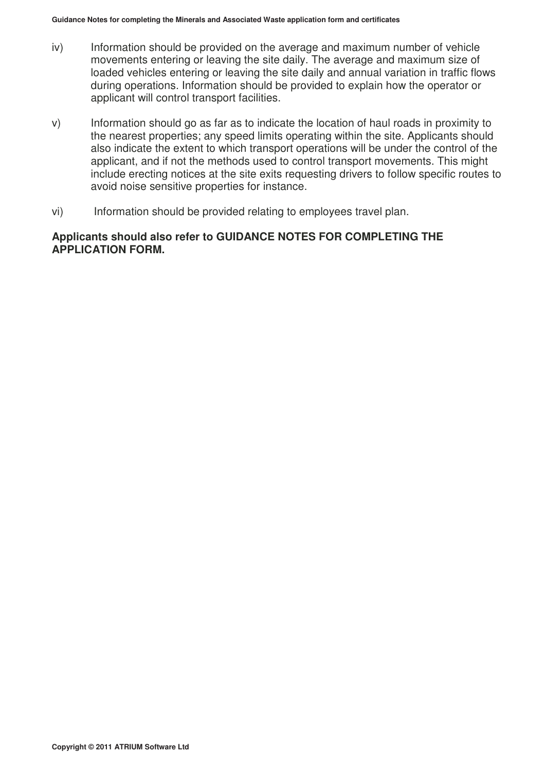iv) Information should be provided on the average and maximum number of vehicle movements entering or leaving the site daily. The average and maximum size of loaded vehicles entering or leaving the site daily and annual variation in traffic flows during operations. Information should be provided to explain how the operator or applicant will control transport facilities.

v) Information should go as far as to indicate the location of haul roads in proximity to the nearest properties; any speed limits operating within the site. Applicants should also indicate the extent to which transport operations will be under the control of the applicant, and if not the methods used to control transport movements. This might include erecting notices at the site exits requesting drivers to follow specific routes to avoid noise sensitive properties for instance.

vi) Information should be provided relating to employees travel plan.

**Applicants should also refer to GUIDANCE NOTES FOR COMPLETING THE APPLICATION FORM.**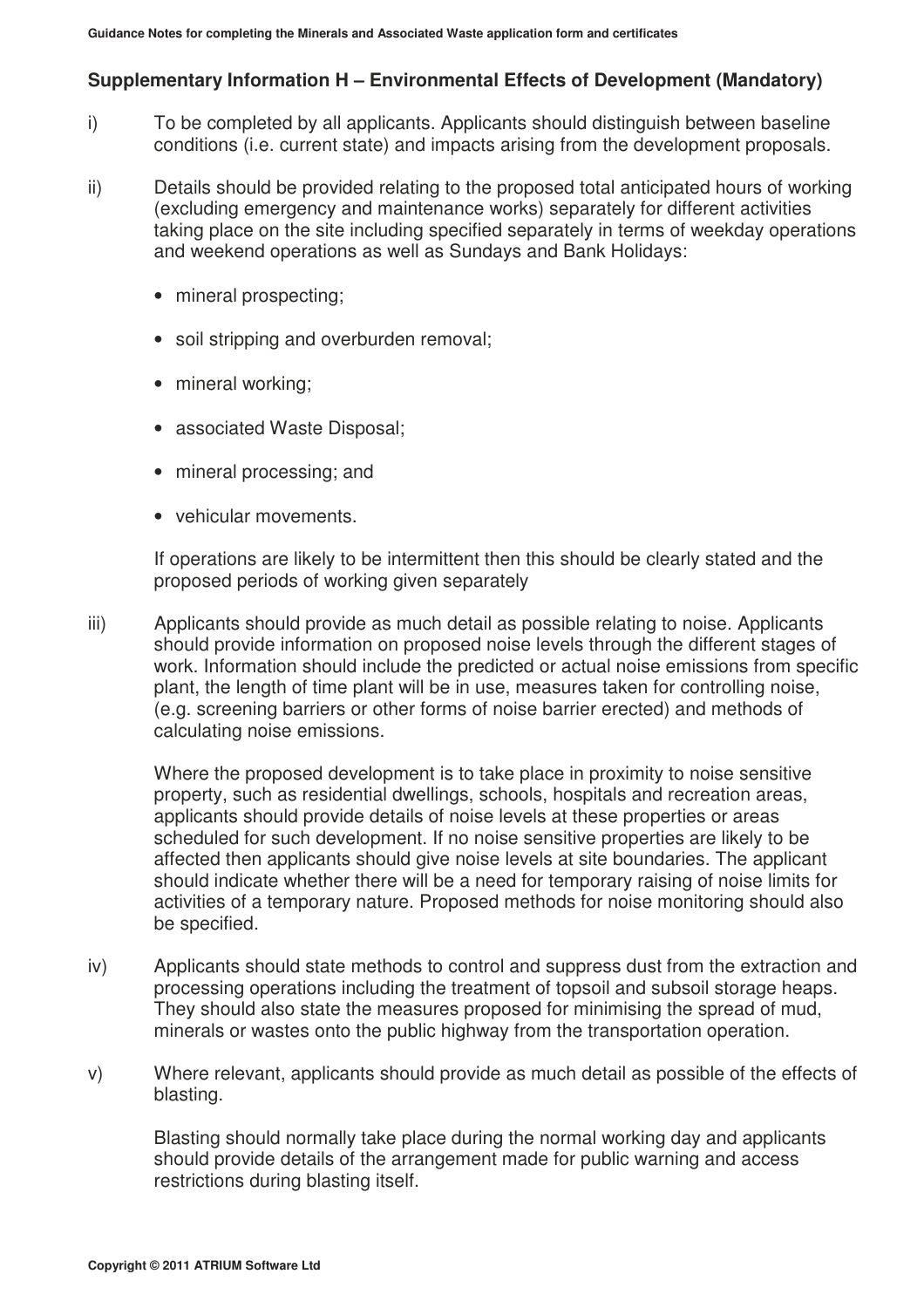## Supplementary Information H – Environmental Effects of Development (Mandatory)

i) To be completed by all applicants. Applicants should distinguish between baseline conditions (i.e. current state) and impacts arising from the development proposals.

ii) Details should be provided relating to the proposed total anticipated hours of working (excluding emergency and maintenance works) separately for different activities taking place on the site including specified separately in terms of weekday operations and weekend operations as well as Sundays and Bank Holidays:

- mineral prospecting;
- soil stripping and overburden removal;
- mineral working;
- associated Waste Disposal;
- mineral processing; and
- vehicular movements.

If operations are likely to be intermittent then this should be clearly stated and the proposed periods of working given separately

iii) Applicants should provide as much detail as possible relating to noise. Applicants should provide information on proposed noise levels through the different stages of work. Information should include the predicted or actual noise emissions from specific plant, the length of time plant will be in use, measures taken for controlling noise, (e.g. screening barriers or other forms of noise barrier erected) and methods of calculating noise emissions.

Where the proposed development is to take place in proximity to noise sensitive property, such as residential dwellings, schools, hospitals and recreation areas, applicants should provide details of noise levels at these properties or areas scheduled for such development. If no noise sensitive properties are likely to be affected then applicants should give noise levels at site boundaries. The applicant should indicate whether there will be a need for temporary raising of noise limits for activities of a temporary nature. Proposed methods for noise monitoring should also be specified.

iv) Applicants should state methods to control and suppress dust from the extraction and processing operations including the treatment of topsoil and subsoil storage heaps. They should also state the measures proposed for minimising the spread of mud, minerals or wastes onto the public highway from the transportation operation.

v) Where relevant, applicants should provide as much detail as possible of the effects of blasting.

Blasting should normally take place during the normal working day and applicants should provide details of the arrangement made for public warning and access restrictions during blasting itself.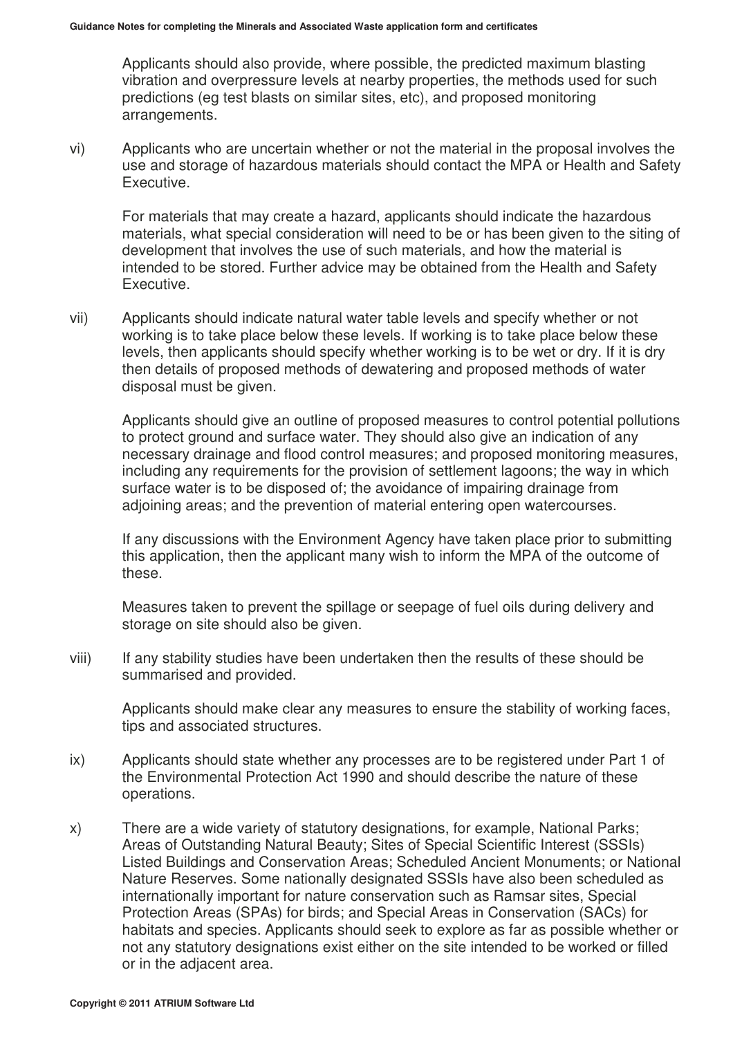Applicants should also provide, where possible, the predicted maximum blasting vibration and overpressure levels at nearby properties, the methods used for such predictions (eg test blasts on similar sites, etc), and proposed monitoring arrangements.

vi) Applicants who are uncertain whether or not the material in the proposal involves the use and storage of hazardous materials should contact the MPA or Health and Safety Executive.

For materials that may create a hazard, applicants should indicate the hazardous materials, what special consideration will need to be or has been given to the siting of development that involves the use of such materials, and how the material is intended to be stored. Further advice may be obtained from the Health and Safety Executive.

vii) Applicants should indicate natural water table levels and specify whether or not working is to take place below these levels. If working is to take place below these levels, then applicants should specify whether working is to be wet or dry. If it is dry then details of proposed methods of dewatering and proposed methods of water disposal must be given.

Applicants should give an outline of proposed measures to control potential pollutions to protect ground and surface water. They should also give an indication of any necessary drainage and flood control measures; and proposed monitoring measures, including any requirements for the provision of settlement lagoons; the way in which surface water is to be disposed of; the avoidance of impairing drainage from adjoining areas; and the prevention of material entering open watercourses.

If any discussions with the Environment Agency have taken place prior to submitting this application, then the applicant many wish to inform the MPA of the outcome of these.

Measures taken to prevent the spillage or seepage of fuel oils during delivery and storage on site should also be given.

viii) If any stability studies have been undertaken then the results of these should be summarised and provided.

Applicants should make clear any measures to ensure the stability of working faces, tips and associated structures.

ix) Applicants should state whether any processes are to be registered under Part 1 of the Environmental Protection Act 1990 and should describe the nature of these operations.

x) There are a wide variety of statutory designations, for example, National Parks; Areas of Outstanding Natural Beauty; Sites of Special Scientific Interest (SSSIs) Listed Buildings and Conservation Areas; Scheduled Ancient Monuments; or National Nature Reserves. Some nationally designated SSSIs have also been scheduled as internationally important for nature conservation such as Ramsar sites, Special Protection Areas (SPAs) for birds; and Special Areas in Conservation (SACs) for habitats and species. Applicants should seek to explore as far as possible whether or not any statutory designations exist either on the site intended to be worked or filled or in the adjacent area.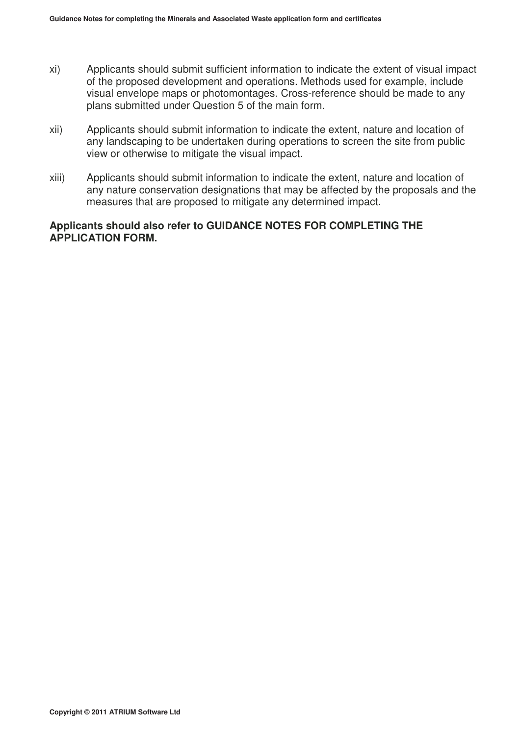xi) Applicants should submit sufficient information to indicate the extent of visual impact of the proposed development and operations. Methods used for example, include visual envelope maps or photomontages. Cross-reference should be made to any plans submitted under Question 5 of the main form.

xii) Applicants should submit information to indicate the extent, nature and location of any landscaping to be undertaken during operations to screen the site from public view or otherwise to mitigate the visual impact.

xiii) Applicants should submit information to indicate the extent, nature and location of any nature conservation designations that may be affected by the proposals and the measures that are proposed to mitigate any determined impact.

**Applicants should also refer to GUIDANCE NOTES FOR COMPLETING THE APPLICATION FORM.**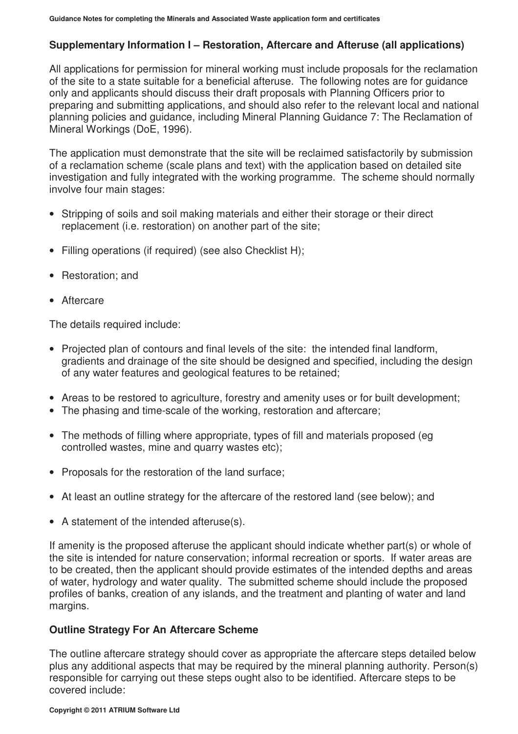## Supplementary Information I – Restoration, Aftercare and Afteruse (all applications)

All applications for permission for mineral working must include proposals for the reclamation of the site to a state suitable for a beneficial afteruse. The following notes are for guidance only and applicants should discuss their draft proposals with Planning Officers prior to preparing and submitting applications, and should also refer to the relevant local and national planning policies and guidance, including Mineral Planning Guidance 7: The Reclamation of Mineral Workings (DoE, 1996).

The application must demonstrate that the site will be reclaimed satisfactorily by submission of a reclamation scheme (scale plans and text) with the application based on detailed site investigation and fully integrated with the working programme. The scheme should normally involve four main stages:

- Stripping of soils and soil making materials and either their storage or their direct replacement (i.e. restoration) on another part of the site;
- Filling operations (if required) (see also Checklist H);
- Restoration; and
- Aftercare

The details required include:

- Projected plan of contours and final levels of the site: the intended final landform, gradients and drainage of the site should be designed and specified, including the design of any water features and geological features to be retained;
- Areas to be restored to agriculture, forestry and amenity uses or for built development;
- The phasing and time-scale of the working, restoration and aftercare;
- The methods of filling where appropriate, types of fill and materials proposed (eg controlled wastes, mine and quarry wastes etc);
- Proposals for the restoration of the land surface;
- At least an outline strategy for the aftercare of the restored land (see below); and
- A statement of the intended afteruse(s).

If amenity is the proposed afteruse the applicant should indicate whether part(s) or whole of the site is intended for nature conservation; informal recreation or sports. If water areas are to be created, then the applicant should provide estimates of the intended depths and areas of water, hydrology and water quality. The submitted scheme should include the proposed profiles of banks, creation of any islands, and the treatment and planting of water and land margins.

### Outline Strategy For An Aftercare Scheme

The outline aftercare strategy should cover as appropriate the aftercare steps detailed below plus any additional aspects that may be required by the mineral planning authority. Person(s) responsible for carrying out these steps ought also to be identified. Aftercare steps to be covered include: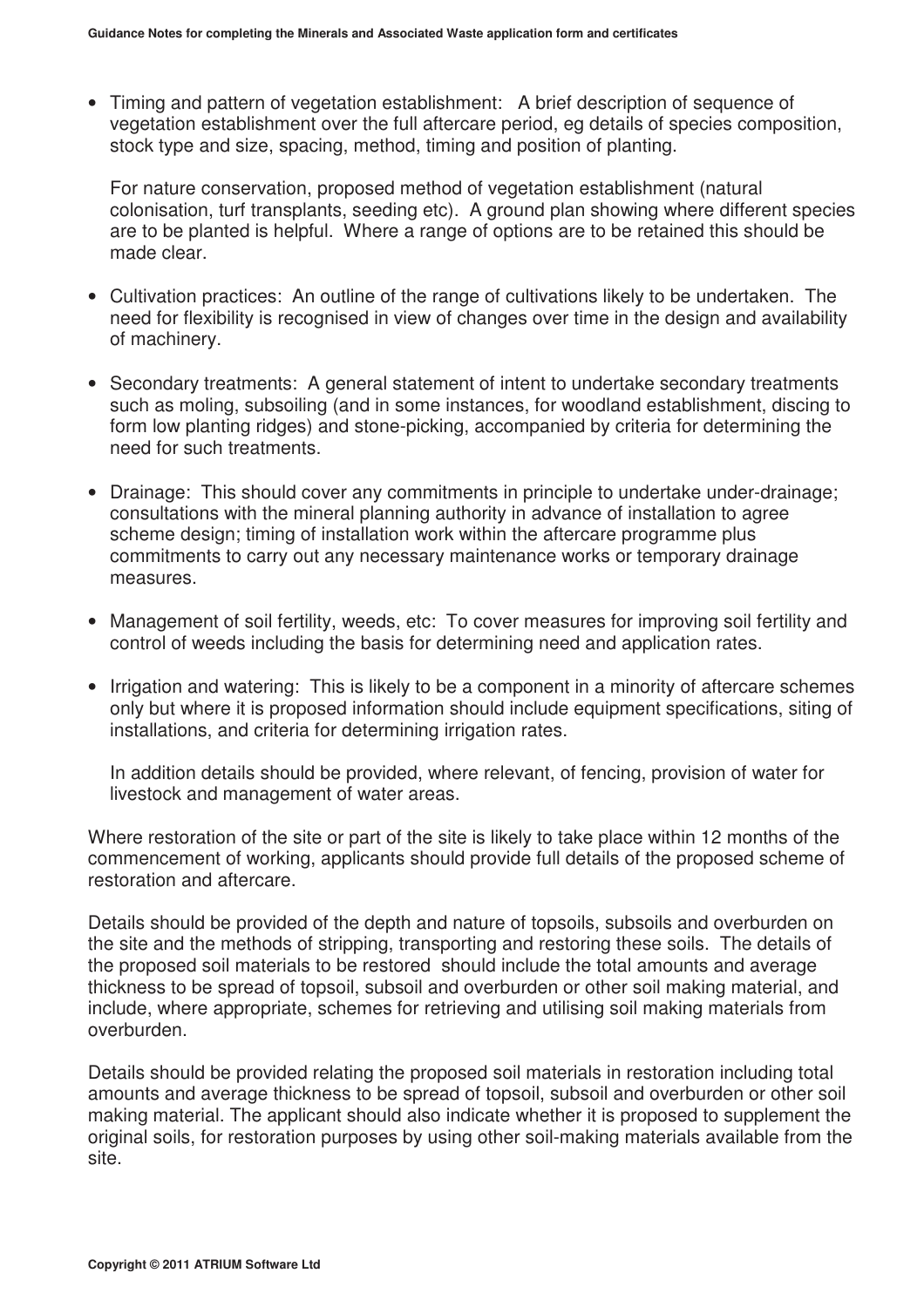- Timing and pattern of vegetation establishment: A brief description of sequence of vegetation establishment over the full aftercare period, eg details of species composition, stock type and size, spacing, method, timing and position of planting.

  For nature conservation, proposed method of vegetation establishment (natural colonisation, turf transplants, seeding etc). A ground plan showing where different species are to be planted is helpful. Where a range of options are to be retained this should be made clear.

- Cultivation practices: An outline of the range of cultivations likely to be undertaken. The need for flexibility is recognised in view of changes over time in the design and availability of machinery.

- Secondary treatments: A general statement of intent to undertake secondary treatments such as moling, subsoiling (and in some instances, for woodland establishment, discing to form low planting ridges) and stone-picking, accompanied by criteria for determining the need for such treatments.

- Drainage: This should cover any commitments in principle to undertake under-drainage; consultations with the mineral planning authority in advance of installation to agree scheme design; timing of installation work within the aftercare programme plus commitments to carry out any necessary maintenance works or temporary drainage measures.

- Management of soil fertility, weeds, etc: To cover measures for improving soil fertility and control of weeds including the basis for determining need and application rates.

- Irrigation and watering: This is likely to be a component in a minority of aftercare schemes only but where it is proposed information should include equipment specifications, siting of installations, and criteria for determining irrigation rates.

  In addition details should be provided, where relevant, of fencing, provision of water for livestock and management of water areas.

Where restoration of the site or part of the site is likely to take place within 12 months of the commencement of working, applicants should provide full details of the proposed scheme of restoration and aftercare.

Details should be provided of the depth and nature of topsoils, subsoils and overburden on the site and the methods of stripping, transporting and restoring these soils. The details of the proposed soil materials to be restored should include the total amounts and average thickness to be spread of topsoil, subsoil and overburden or other soil making material, and include, where appropriate, schemes for retrieving and utilising soil making materials from overburden.

Details should be provided relating the proposed soil materials in restoration including total amounts and average thickness to be spread of topsoil, subsoil and overburden or other soil making material. The applicant should also indicate whether it is proposed to supplement the original soils, for restoration purposes by using other soil-making materials available from the site.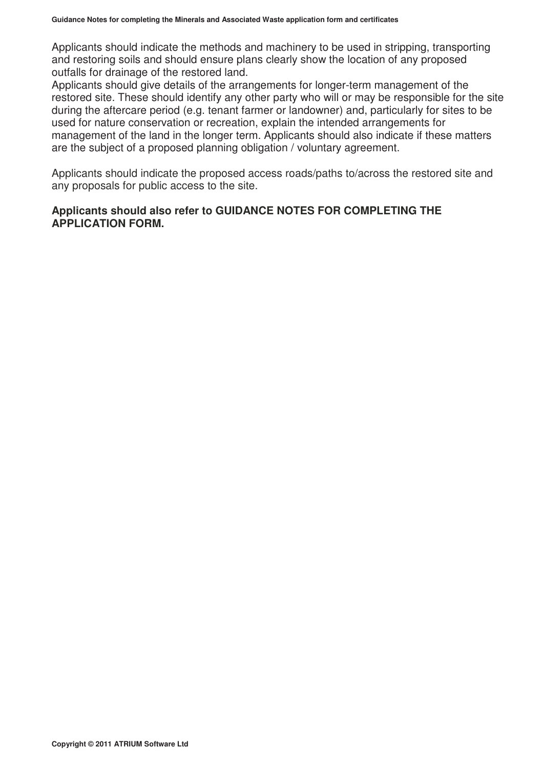Applicants should indicate the methods and machinery to be used in stripping, transporting and restoring soils and should ensure plans clearly show the location of any proposed outfalls for drainage of the restored land.

Applicants should give details of the arrangements for longer-term management of the restored site. These should identify any other party who will or may be responsible for the site during the aftercare period (e.g. tenant farmer or landowner) and, particularly for sites to be used for nature conservation or recreation, explain the intended arrangements for management of the land in the longer term. Applicants should also indicate if these matters are the subject of a proposed planning obligation / voluntary agreement.

Applicants should indicate the proposed access roads/paths to/across the restored site and any proposals for public access to the site.

**Applicants should also refer to GUIDANCE NOTES FOR COMPLETING THE APPLICATION FORM.**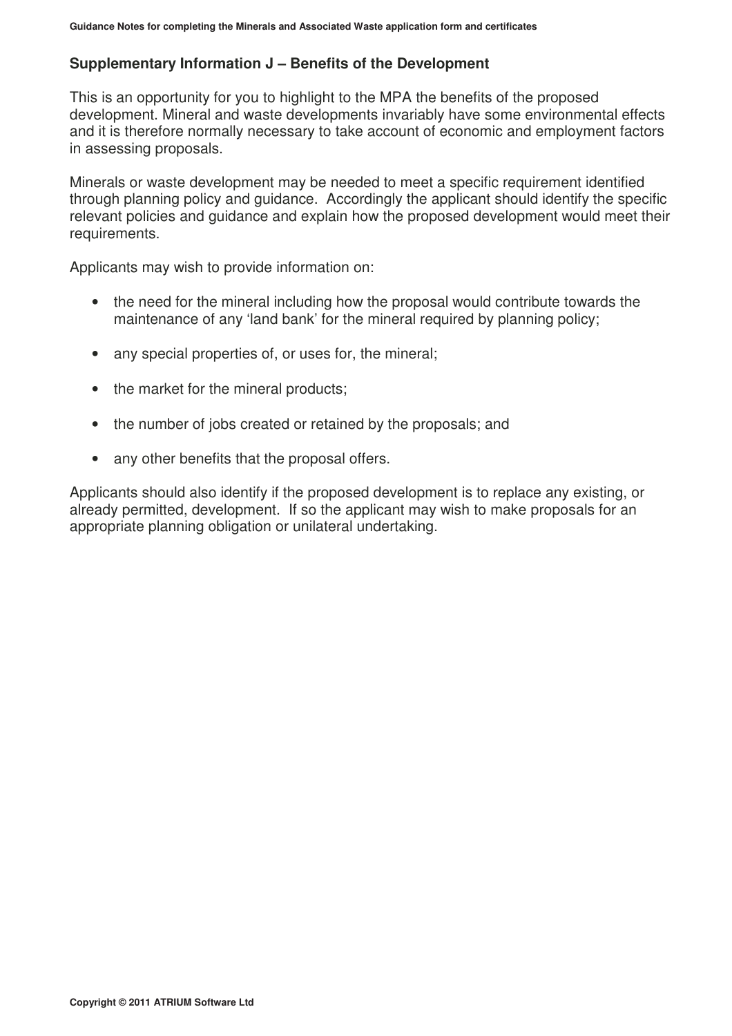## Supplementary Information J – Benefits of the Development

This is an opportunity for you to highlight to the MPA the benefits of the proposed development. Mineral and waste developments invariably have some environmental effects and it is therefore normally necessary to take account of economic and employment factors in assessing proposals.

Minerals or waste development may be needed to meet a specific requirement identified through planning policy and guidance. Accordingly the applicant should identify the specific relevant policies and guidance and explain how the proposed development would meet their requirements.

Applicants may wish to provide information on:

- the need for the mineral including how the proposal would contribute towards the maintenance of any 'land bank' for the mineral required by planning policy;
- any special properties of, or uses for, the mineral;
- the market for the mineral products;
- the number of jobs created or retained by the proposals; and
- any other benefits that the proposal offers.

Applicants should also identify if the proposed development is to replace any existing, or already permitted, development. If so the applicant may wish to make proposals for an appropriate planning obligation or unilateral undertaking.